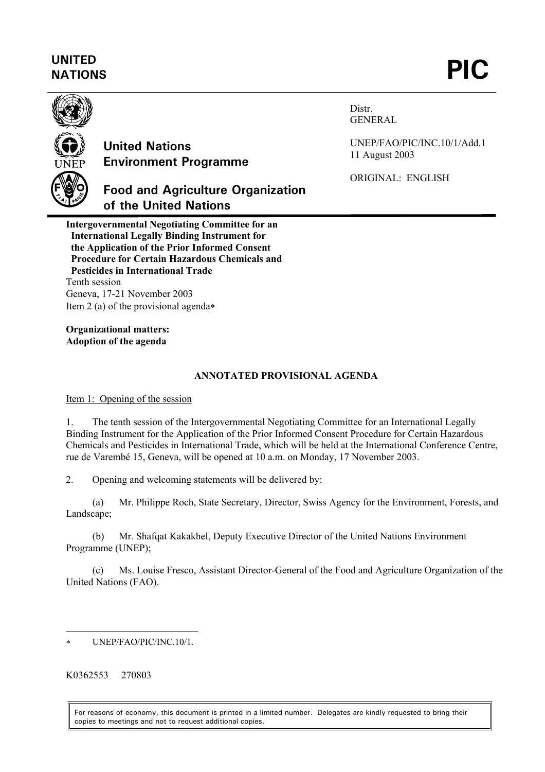**UNITED NATIONS** **PIC**

**United Nations Environment Programme**

**Food and Agriculture Organization of the United Nations**

Distr.
GENERAL

UNEP/FAO/PIC/INC.10/1/Add.1
11 August 2003

ORIGINAL: ENGLISH

**Intergovernmental Negotiating Committee for an International Legally Binding Instrument for the Application of the Prior Informed Consent Procedure for Certain Hazardous Chemicals and Pesticides in International Trade**
Tenth session
Geneva, 17-21 November 2003
Item 2 (a) of the provisional agenda*

**Organizational matters:**
**Adoption of the agenda**

## ANNOTATED PROVISIONAL AGENDA

Item 1: Opening of the session

1. The tenth session of the Intergovernmental Negotiating Committee for an International Legally Binding Instrument for the Application of the Prior Informed Consent Procedure for Certain Hazardous Chemicals and Pesticides in International Trade, which will be held at the International Conference Centre, rue de Varembé 15, Geneva, will be opened at 10 a.m. on Monday, 17 November 2003.

2. Opening and welcoming statements will be delivered by:

(a) Mr. Philippe Roch, State Secretary, Director, Swiss Agency for the Environment, Forests, and Landscape;

(b) Mr. Shafqat Kakakhel, Deputy Executive Director of the United Nations Environment Programme (UNEP);

(c) Ms. Louise Fresco, Assistant Director-General of the Food and Agriculture Organization of the United Nations (FAO).

---

* UNEP/FAO/PIC/INC.10/1.

K0362553 270803

For reasons of economy, this document is printed in a limited number. Delegates are kindly requested to bring their copies to meetings and not to request additional copies.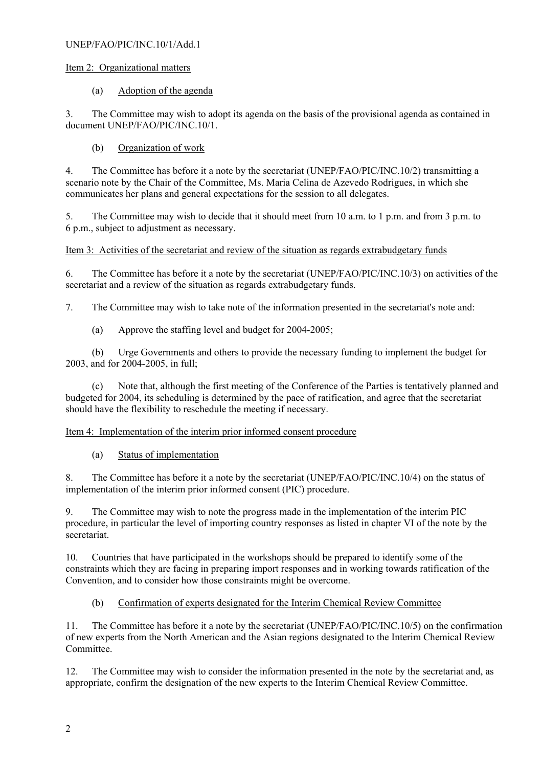Item 2: Organizational matters

(a) Adoption of the agenda

3. The Committee may wish to adopt its agenda on the basis of the provisional agenda as contained in document UNEP/FAO/PIC/INC.10/1.

(b) Organization of work

4. The Committee has before it a note by the secretariat (UNEP/FAO/PIC/INC.10/2) transmitting a scenario note by the Chair of the Committee, Ms. Maria Celina de Azevedo Rodrigues, in which she communicates her plans and general expectations for the session to all delegates.

5. The Committee may wish to decide that it should meet from 10 a.m. to 1 p.m. and from 3 p.m. to 6 p.m., subject to adjustment as necessary.

Item 3: Activities of the secretariat and review of the situation as regards extrabudgetary funds

6. The Committee has before it a note by the secretariat (UNEP/FAO/PIC/INC.10/3) on activities of the secretariat and a review of the situation as regards extrabudgetary funds.

7. The Committee may wish to take note of the information presented in the secretariat's note and:

(a) Approve the staffing level and budget for 2004-2005;

(b) Urge Governments and others to provide the necessary funding to implement the budget for 2003, and for 2004-2005, in full;

(c) Note that, although the first meeting of the Conference of the Parties is tentatively planned and budgeted for 2004, its scheduling is determined by the pace of ratification, and agree that the secretariat should have the flexibility to reschedule the meeting if necessary.

Item 4: Implementation of the interim prior informed consent procedure

(a) Status of implementation

8. The Committee has before it a note by the secretariat (UNEP/FAO/PIC/INC.10/4) on the status of implementation of the interim prior informed consent (PIC) procedure.

9. The Committee may wish to note the progress made in the implementation of the interim PIC procedure, in particular the level of importing country responses as listed in chapter VI of the note by the secretariat.

10. Countries that have participated in the workshops should be prepared to identify some of the constraints which they are facing in preparing import responses and in working towards ratification of the Convention, and to consider how those constraints might be overcome.

(b) Confirmation of experts designated for the Interim Chemical Review Committee

11. The Committee has before it a note by the secretariat (UNEP/FAO/PIC/INC.10/5) on the confirmation of new experts from the North American and the Asian regions designated to the Interim Chemical Review Committee.

12. The Committee may wish to consider the information presented in the note by the secretariat and, as appropriate, confirm the designation of the new experts to the Interim Chemical Review Committee.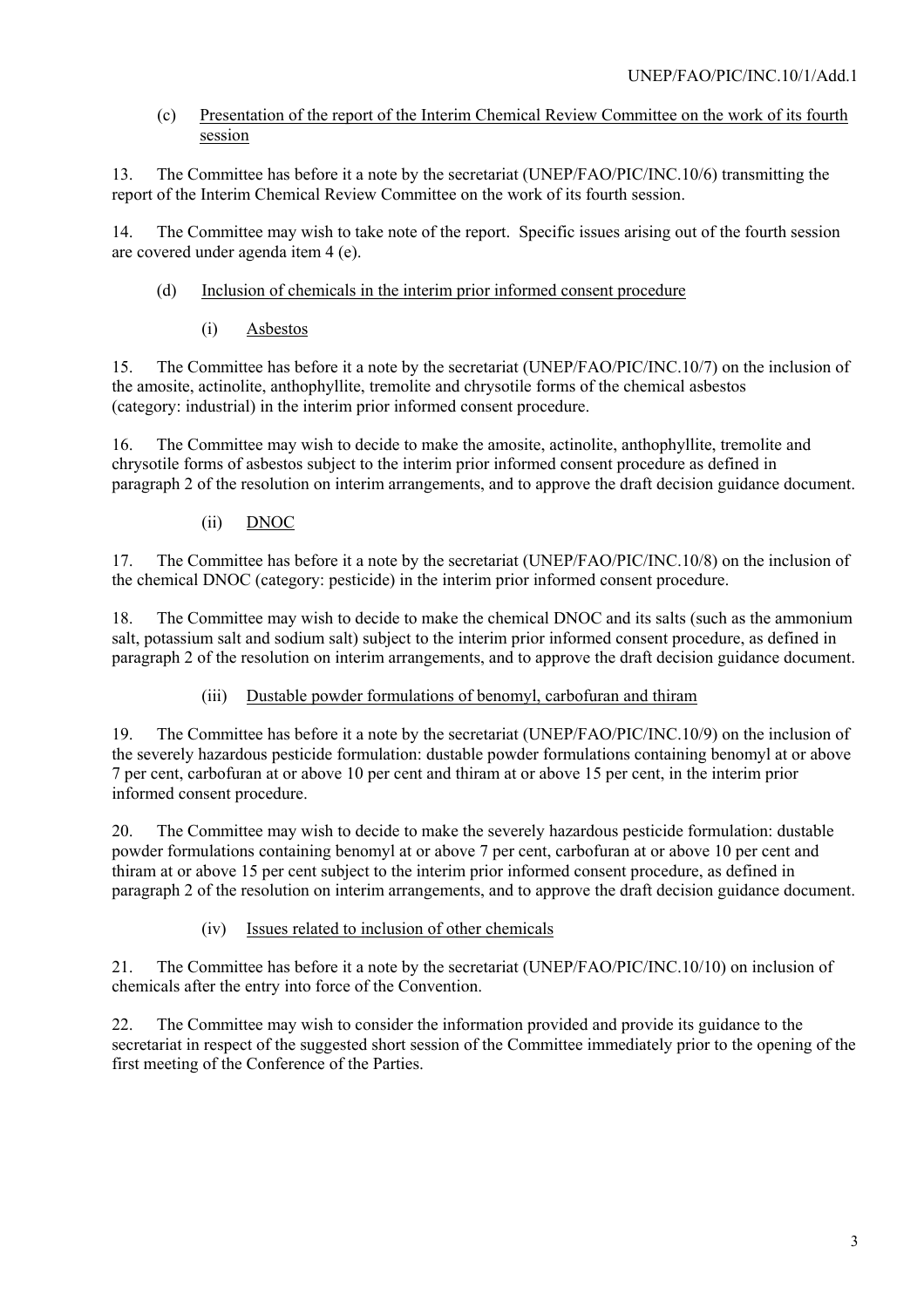(c) Presentation of the report of the Interim Chemical Review Committee on the work of its fourth session

13. The Committee has before it a note by the secretariat (UNEP/FAO/PIC/INC.10/6) transmitting the report of the Interim Chemical Review Committee on the work of its fourth session.

14. The Committee may wish to take note of the report. Specific issues arising out of the fourth session are covered under agenda item 4 (e).

(d) Inclusion of chemicals in the interim prior informed consent procedure

(i) Asbestos

15. The Committee has before it a note by the secretariat (UNEP/FAO/PIC/INC.10/7) on the inclusion of the amosite, actinolite, anthophyllite, tremolite and chrysotile forms of the chemical asbestos (category: industrial) in the interim prior informed consent procedure.

16. The Committee may wish to decide to make the amosite, actinolite, anthophyllite, tremolite and chrysotile forms of asbestos subject to the interim prior informed consent procedure as defined in paragraph 2 of the resolution on interim arrangements, and to approve the draft decision guidance document.

(ii) DNOC

17. The Committee has before it a note by the secretariat (UNEP/FAO/PIC/INC.10/8) on the inclusion of the chemical DNOC (category: pesticide) in the interim prior informed consent procedure.

18. The Committee may wish to decide to make the chemical DNOC and its salts (such as the ammonium salt, potassium salt and sodium salt) subject to the interim prior informed consent procedure, as defined in paragraph 2 of the resolution on interim arrangements, and to approve the draft decision guidance document.

(iii) Dustable powder formulations of benomyl, carbofuran and thiram

19. The Committee has before it a note by the secretariat (UNEP/FAO/PIC/INC.10/9) on the inclusion of the severely hazardous pesticide formulation: dustable powder formulations containing benomyl at or above 7 per cent, carbofuran at or above 10 per cent and thiram at or above 15 per cent, in the interim prior informed consent procedure.

20. The Committee may wish to decide to make the severely hazardous pesticide formulation: dustable powder formulations containing benomyl at or above 7 per cent, carbofuran at or above 10 per cent and thiram at or above 15 per cent subject to the interim prior informed consent procedure, as defined in paragraph 2 of the resolution on interim arrangements, and to approve the draft decision guidance document.

(iv) Issues related to inclusion of other chemicals

21. The Committee has before it a note by the secretariat (UNEP/FAO/PIC/INC.10/10) on inclusion of chemicals after the entry into force of the Convention.

22. The Committee may wish to consider the information provided and provide its guidance to the secretariat in respect of the suggested short session of the Committee immediately prior to the opening of the first meeting of the Conference of the Parties.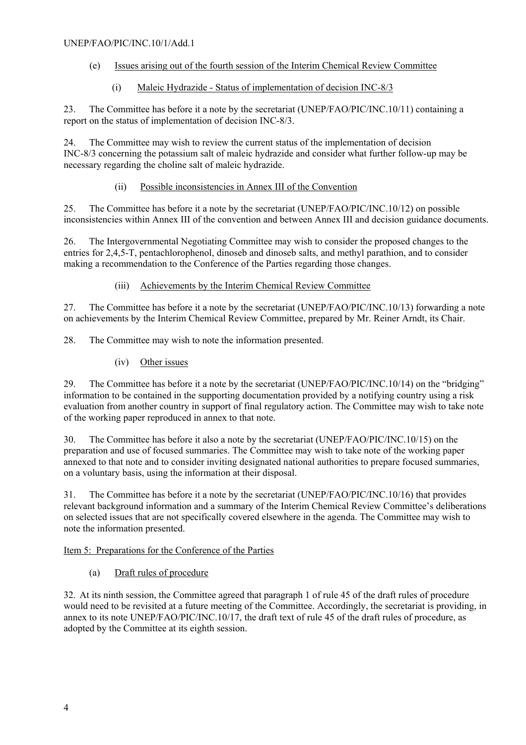(e) Issues arising out of the fourth session of the Interim Chemical Review Committee

(i) Maleic Hydrazide - Status of implementation of decision INC-8/3

23. The Committee has before it a note by the secretariat (UNEP/FAO/PIC/INC.10/11) containing a report on the status of implementation of decision INC-8/3.

24. The Committee may wish to review the current status of the implementation of decision INC-8/3 concerning the potassium salt of maleic hydrazide and consider what further follow-up may be necessary regarding the choline salt of maleic hydrazide.

(ii) Possible inconsistencies in Annex III of the Convention

25. The Committee has before it a note by the secretariat (UNEP/FAO/PIC/INC.10/12) on possible inconsistencies within Annex III of the convention and between Annex III and decision guidance documents.

26. The Intergovernmental Negotiating Committee may wish to consider the proposed changes to the entries for 2,4,5-T, pentachlorophenol, dinoseb and dinoseb salts, and methyl parathion, and to consider making a recommendation to the Conference of the Parties regarding those changes.

(iii) Achievements by the Interim Chemical Review Committee

27. The Committee has before it a note by the secretariat (UNEP/FAO/PIC/INC.10/13) forwarding a note on achievements by the Interim Chemical Review Committee, prepared by Mr. Reiner Arndt, its Chair.

28. The Committee may wish to note the information presented.

(iv) Other issues

29. The Committee has before it a note by the secretariat (UNEP/FAO/PIC/INC.10/14) on the "bridging" information to be contained in the supporting documentation provided by a notifying country using a risk evaluation from another country in support of final regulatory action. The Committee may wish to take note of the working paper reproduced in annex to that note.

30. The Committee has before it also a note by the secretariat (UNEP/FAO/PIC/INC.10/15) on the preparation and use of focused summaries. The Committee may wish to take note of the working paper annexed to that note and to consider inviting designated national authorities to prepare focused summaries, on a voluntary basis, using the information at their disposal.

31. The Committee has before it a note by the secretariat (UNEP/FAO/PIC/INC.10/16) that provides relevant background information and a summary of the Interim Chemical Review Committee's deliberations on selected issues that are not specifically covered elsewhere in the agenda. The Committee may wish to note the information presented.

Item 5: Preparations for the Conference of the Parties

(a) Draft rules of procedure

32. At its ninth session, the Committee agreed that paragraph 1 of rule 45 of the draft rules of procedure would need to be revisited at a future meeting of the Committee. Accordingly, the secretariat is providing, in annex to its note UNEP/FAO/PIC/INC.10/17, the draft text of rule 45 of the draft rules of procedure, as adopted by the Committee at its eighth session.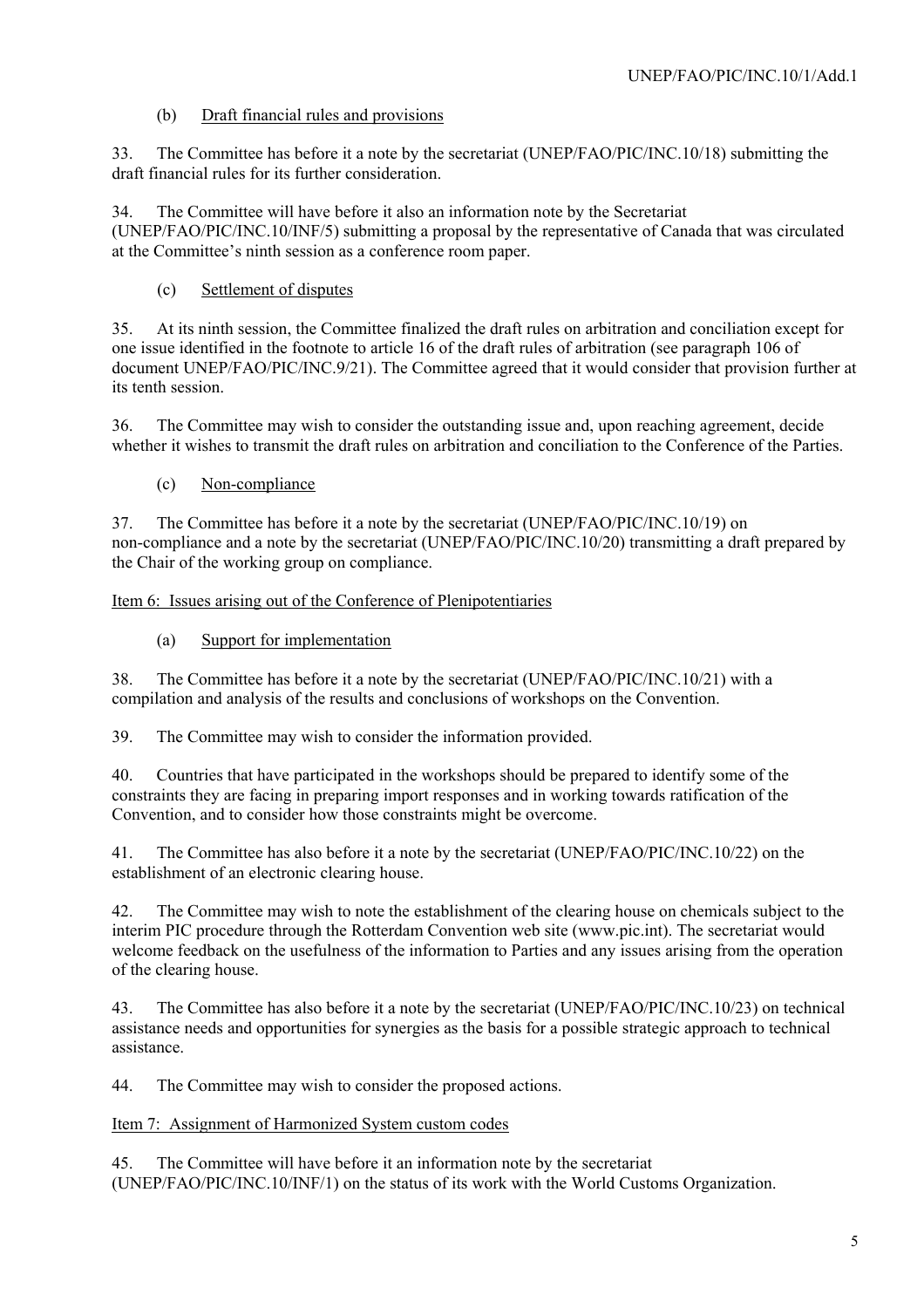(b) Draft financial rules and provisions

33. The Committee has before it a note by the secretariat (UNEP/FAO/PIC/INC.10/18) submitting the draft financial rules for its further consideration.

34. The Committee will have before it also an information note by the Secretariat (UNEP/FAO/PIC/INC.10/INF/5) submitting a proposal by the representative of Canada that was circulated at the Committee's ninth session as a conference room paper.

(c) Settlement of disputes

35. At its ninth session, the Committee finalized the draft rules on arbitration and conciliation except for one issue identified in the footnote to article 16 of the draft rules of arbitration (see paragraph 106 of document UNEP/FAO/PIC/INC.9/21). The Committee agreed that it would consider that provision further at its tenth session.

36. The Committee may wish to consider the outstanding issue and, upon reaching agreement, decide whether it wishes to transmit the draft rules on arbitration and conciliation to the Conference of the Parties.

(c) Non-compliance

37. The Committee has before it a note by the secretariat (UNEP/FAO/PIC/INC.10/19) on non-compliance and a note by the secretariat (UNEP/FAO/PIC/INC.10/20) transmitting a draft prepared by the Chair of the working group on compliance.

Item 6: Issues arising out of the Conference of Plenipotentiaries

(a) Support for implementation

38. The Committee has before it a note by the secretariat (UNEP/FAO/PIC/INC.10/21) with a compilation and analysis of the results and conclusions of workshops on the Convention.

39. The Committee may wish to consider the information provided.

40. Countries that have participated in the workshops should be prepared to identify some of the constraints they are facing in preparing import responses and in working towards ratification of the Convention, and to consider how those constraints might be overcome.

41. The Committee has also before it a note by the secretariat (UNEP/FAO/PIC/INC.10/22) on the establishment of an electronic clearing house.

42. The Committee may wish to note the establishment of the clearing house on chemicals subject to the interim PIC procedure through the Rotterdam Convention web site (www.pic.int). The secretariat would welcome feedback on the usefulness of the information to Parties and any issues arising from the operation of the clearing house.

43. The Committee has also before it a note by the secretariat (UNEP/FAO/PIC/INC.10/23) on technical assistance needs and opportunities for synergies as the basis for a possible strategic approach to technical assistance.

44. The Committee may wish to consider the proposed actions.

Item 7: Assignment of Harmonized System custom codes

45. The Committee will have before it an information note by the secretariat (UNEP/FAO/PIC/INC.10/INF/1) on the status of its work with the World Customs Organization.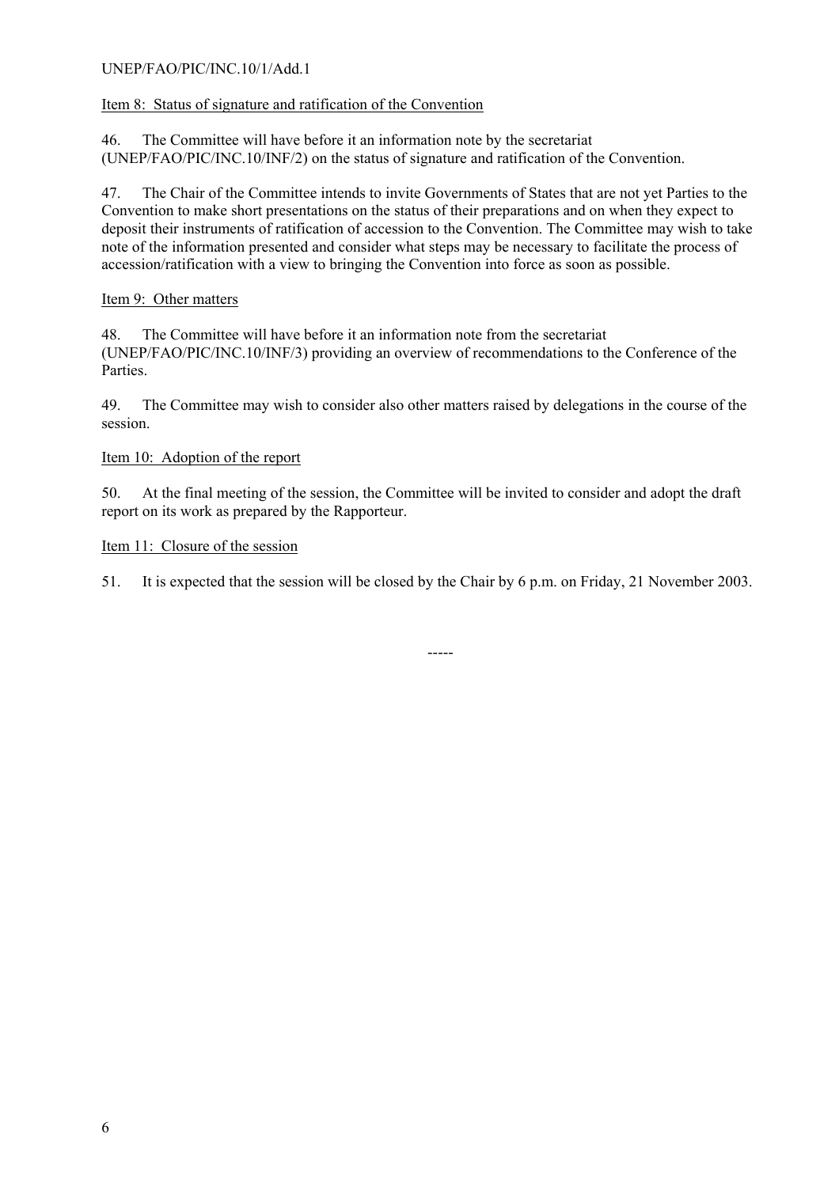Item 8: Status of signature and ratification of the Convention

46. The Committee will have before it an information note by the secretariat (UNEP/FAO/PIC/INC.10/INF/2) on the status of signature and ratification of the Convention.

47. The Chair of the Committee intends to invite Governments of States that are not yet Parties to the Convention to make short presentations on the status of their preparations and on when they expect to deposit their instruments of ratification of accession to the Convention. The Committee may wish to take note of the information presented and consider what steps may be necessary to facilitate the process of accession/ratification with a view to bringing the Convention into force as soon as possible.

Item 9: Other matters

48. The Committee will have before it an information note from the secretariat (UNEP/FAO/PIC/INC.10/INF/3) providing an overview of recommendations to the Conference of the Parties.

49. The Committee may wish to consider also other matters raised by delegations in the course of the session.

Item 10: Adoption of the report

50. At the final meeting of the session, the Committee will be invited to consider and adopt the draft report on its work as prepared by the Rapporteur.

Item 11: Closure of the session

51. It is expected that the session will be closed by the Chair by 6 p.m. on Friday, 21 November 2003.

-----